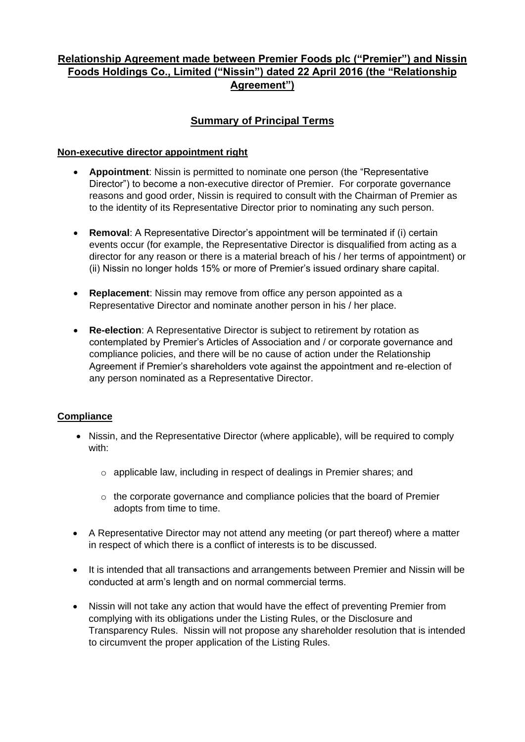# Relationship Agreement made between Premier Foods plc ("Premier") and Nissin Foods Holdings Co., Limited ("Nissin") dated 22 April 2016 (the "Relationship Agreement")

## Summary of Principal Terms

### Non-executive director appointment right

- **Appointment**: Nissin is permitted to nominate one person (the "Representative Director") to become a non-executive director of Premier. For corporate governance reasons and good order, Nissin is required to consult with the Chairman of Premier as to the identity of its Representative Director prior to nominating any such person.

- **Removal**: A Representative Director's appointment will be terminated if (i) certain events occur (for example, the Representative Director is disqualified from acting as a director for any reason or there is a material breach of his / her terms of appointment) or (ii) Nissin no longer holds 15% or more of Premier's issued ordinary share capital.

- **Replacement**: Nissin may remove from office any person appointed as a Representative Director and nominate another person in his / her place.

- **Re-election**: A Representative Director is subject to retirement by rotation as contemplated by Premier's Articles of Association and / or corporate governance and compliance policies, and there will be no cause of action under the Relationship Agreement if Premier's shareholders vote against the appointment and re-election of any person nominated as a Representative Director.

### Compliance

- Nissin, and the Representative Director (where applicable), will be required to comply with:
  - applicable law, including in respect of dealings in Premier shares; and
  - the corporate governance and compliance policies that the board of Premier adopts from time to time.

- A Representative Director may not attend any meeting (or part thereof) where a matter in respect of which there is a conflict of interests is to be discussed.

- It is intended that all transactions and arrangements between Premier and Nissin will be conducted at arm's length and on normal commercial terms.

- Nissin will not take any action that would have the effect of preventing Premier from complying with its obligations under the Listing Rules, or the Disclosure and Transparency Rules. Nissin will not propose any shareholder resolution that is intended to circumvent the proper application of the Listing Rules.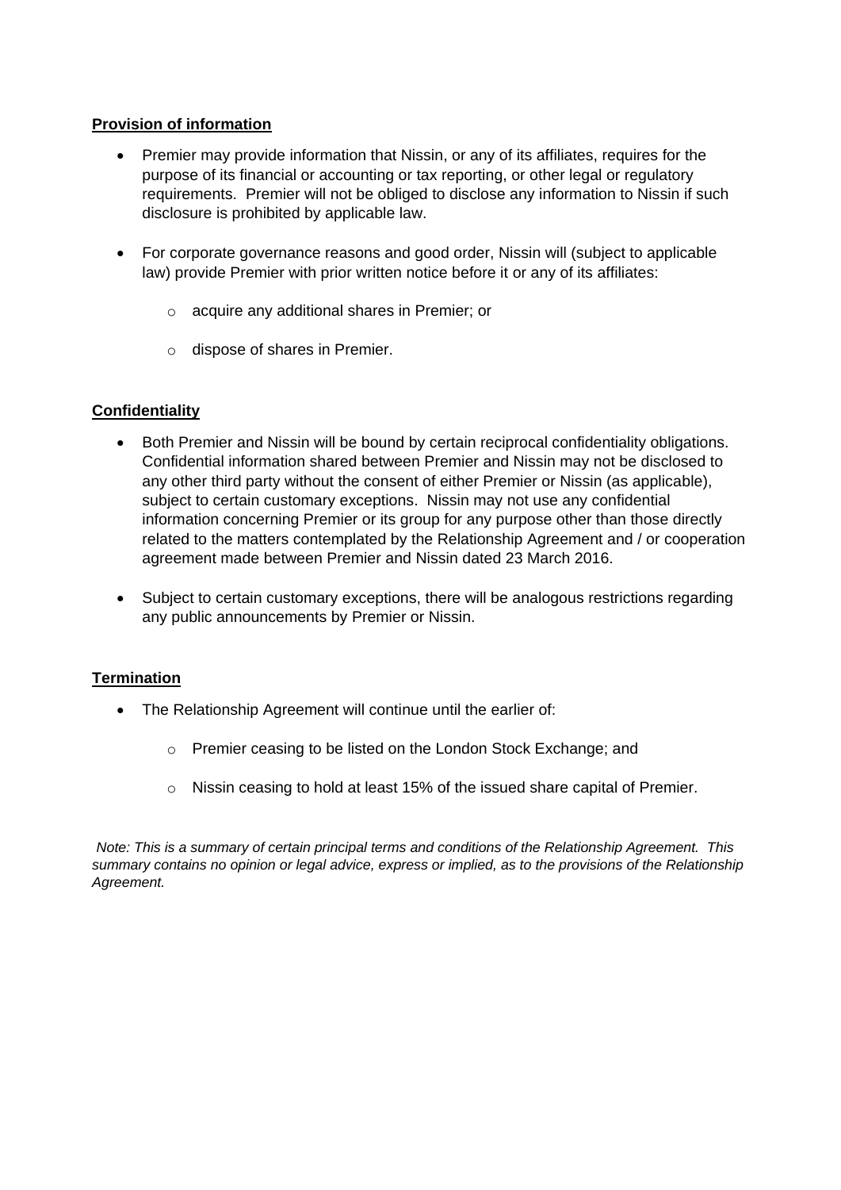**Provision of information**

- Premier may provide information that Nissin, or any of its affiliates, requires for the purpose of its financial or accounting or tax reporting, or other legal or regulatory requirements. Premier will not be obliged to disclose any information to Nissin if such disclosure is prohibited by applicable law.

- For corporate governance reasons and good order, Nissin will (subject to applicable law) provide Premier with prior written notice before it or any of its affiliates:

    - acquire any additional shares in Premier; or

    - dispose of shares in Premier.

**Confidentiality**

- Both Premier and Nissin will be bound by certain reciprocal confidentiality obligations. Confidential information shared between Premier and Nissin may not be disclosed to any other third party without the consent of either Premier or Nissin (as applicable), subject to certain customary exceptions. Nissin may not use any confidential information concerning Premier or its group for any purpose other than those directly related to the matters contemplated by the Relationship Agreement and / or cooperation agreement made between Premier and Nissin dated 23 March 2016.

- Subject to certain customary exceptions, there will be analogous restrictions regarding any public announcements by Premier or Nissin.

**Termination**

- The Relationship Agreement will continue until the earlier of:

    - Premier ceasing to be listed on the London Stock Exchange; and

    - Nissin ceasing to hold at least 15% of the issued share capital of Premier.

*Note: This is a summary of certain principal terms and conditions of the Relationship Agreement. This summary contains no opinion or legal advice, express or implied, as to the provisions of the Relationship Agreement.*